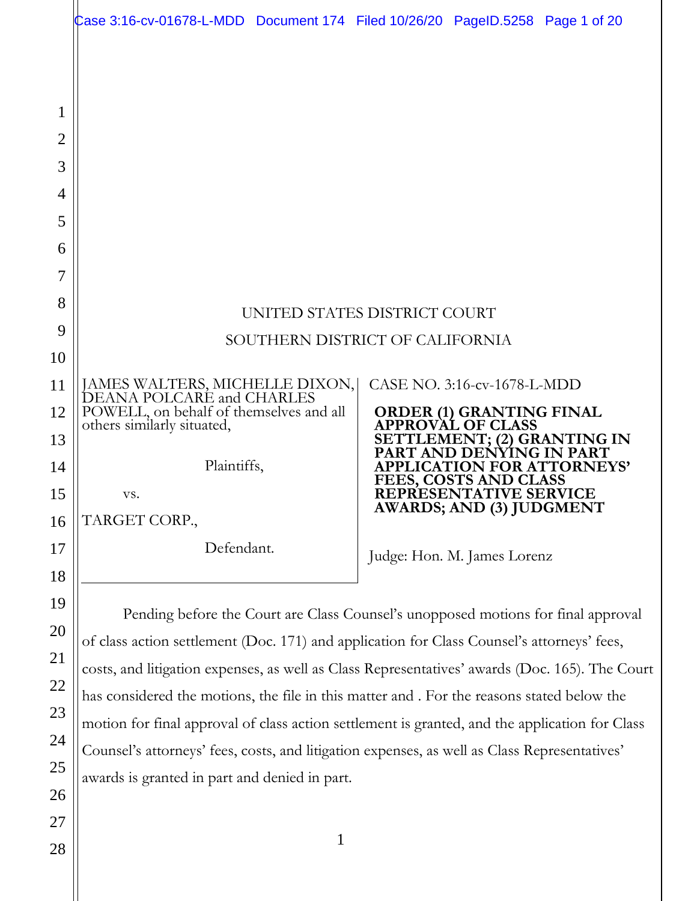UNITED STATES DISTRICT COURT

SOUTHERN DISTRICT OF CALIFORNIA

| | |
|---|---|
| JAMES WALTERS, MICHELLE DIXON, DEANA POLCARE and CHARLES POWELL, on behalf of themselves and all others similarly situated,<br><br>Plaintiffs,<br><br>vs.<br><br>TARGET CORP.,<br><br>Defendant. | CASE NO. 3:16-cv-1678-L-MDD<br><br>**ORDER (1) GRANTING FINAL APPROVAL OF CLASS SETTLEMENT; (2) GRANTING IN PART AND DENYING IN PART APPLICATION FOR ATTORNEYS' FEES, COSTS AND CLASS REPRESENTATIVE SERVICE AWARDS; AND (3) JUDGMENT**<br><br>Judge: Hon. M. James Lorenz |

Pending before the Court are Class Counsel's unopposed motions for final approval of class action settlement (Doc. 171) and application for Class Counsel's attorneys' fees, costs, and litigation expenses, as well as Class Representatives' awards (Doc. 165). The Court has considered the motions, the file in this matter and . For the reasons stated below the motion for final approval of class action settlement is granted, and the application for Class Counsel's attorneys' fees, costs, and litigation expenses, as well as Class Representatives' awards is granted in part and denied in part.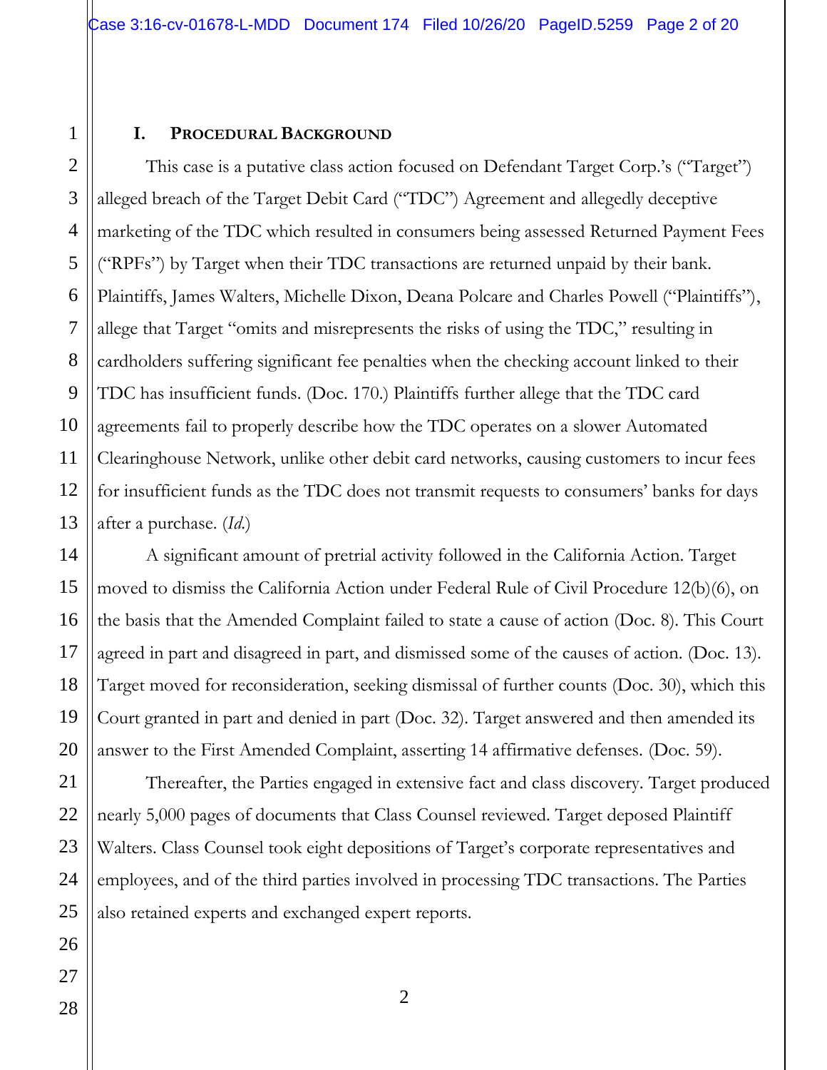## I. PROCEDURAL BACKGROUND

This case is a putative class action focused on Defendant Target Corp.'s ("Target") alleged breach of the Target Debit Card ("TDC") Agreement and allegedly deceptive marketing of the TDC which resulted in consumers being assessed Returned Payment Fees ("RPFs") by Target when their TDC transactions are returned unpaid by their bank. Plaintiffs, James Walters, Michelle Dixon, Deana Polcare and Charles Powell ("Plaintiffs"), allege that Target "omits and misrepresents the risks of using the TDC," resulting in cardholders suffering significant fee penalties when the checking account linked to their TDC has insufficient funds. (Doc. 170.) Plaintiffs further allege that the TDC card agreements fail to properly describe how the TDC operates on a slower Automated Clearinghouse Network, unlike other debit card networks, causing customers to incur fees for insufficient funds as the TDC does not transmit requests to consumers' banks for days after a purchase. (*Id.*)

A significant amount of pretrial activity followed in the California Action. Target moved to dismiss the California Action under Federal Rule of Civil Procedure 12(b)(6), on the basis that the Amended Complaint failed to state a cause of action (Doc. 8). This Court agreed in part and disagreed in part, and dismissed some of the causes of action. (Doc. 13). Target moved for reconsideration, seeking dismissal of further counts (Doc. 30), which this Court granted in part and denied in part (Doc. 32). Target answered and then amended its answer to the First Amended Complaint, asserting 14 affirmative defenses. (Doc. 59).

Thereafter, the Parties engaged in extensive fact and class discovery. Target produced nearly 5,000 pages of documents that Class Counsel reviewed. Target deposed Plaintiff Walters. Class Counsel took eight depositions of Target's corporate representatives and employees, and of the third parties involved in processing TDC transactions. The Parties also retained experts and exchanged expert reports.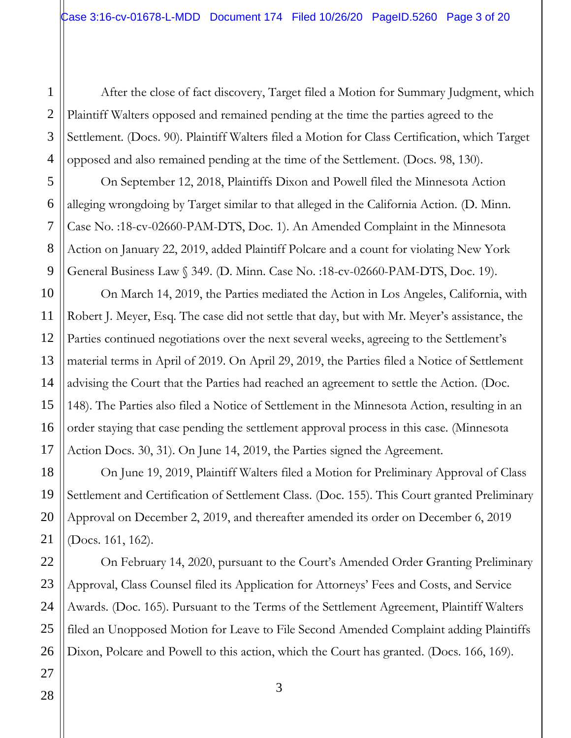After the close of fact discovery, Target filed a Motion for Summary Judgment, which Plaintiff Walters opposed and remained pending at the time the parties agreed to the Settlement. (Docs. 90). Plaintiff Walters filed a Motion for Class Certification, which Target opposed and also remained pending at the time of the Settlement. (Docs. 98, 130).

On September 12, 2018, Plaintiffs Dixon and Powell filed the Minnesota Action alleging wrongdoing by Target similar to that alleged in the California Action. (D. Minn. Case No. :18-cv-02660-PAM-DTS, Doc. 1). An Amended Complaint in the Minnesota Action on January 22, 2019, added Plaintiff Polcare and a count for violating New York General Business Law § 349. (D. Minn. Case No. :18-cv-02660-PAM-DTS, Doc. 19).

On March 14, 2019, the Parties mediated the Action in Los Angeles, California, with Robert J. Meyer, Esq. The case did not settle that day, but with Mr. Meyer's assistance, the Parties continued negotiations over the next several weeks, agreeing to the Settlement's material terms in April of 2019. On April 29, 2019, the Parties filed a Notice of Settlement advising the Court that the Parties had reached an agreement to settle the Action. (Doc. 148). The Parties also filed a Notice of Settlement in the Minnesota Action, resulting in an order staying that case pending the settlement approval process in this case. (Minnesota Action Docs. 30, 31). On June 14, 2019, the Parties signed the Agreement.

On June 19, 2019, Plaintiff Walters filed a Motion for Preliminary Approval of Class Settlement and Certification of Settlement Class. (Doc. 155). This Court granted Preliminary Approval on December 2, 2019, and thereafter amended its order on December 6, 2019 (Docs. 161, 162).

On February 14, 2020, pursuant to the Court's Amended Order Granting Preliminary Approval, Class Counsel filed its Application for Attorneys' Fees and Costs, and Service Awards. (Doc. 165). Pursuant to the Terms of the Settlement Agreement, Plaintiff Walters filed an Unopposed Motion for Leave to File Second Amended Complaint adding Plaintiffs Dixon, Polcare and Powell to this action, which the Court has granted. (Docs. 166, 169).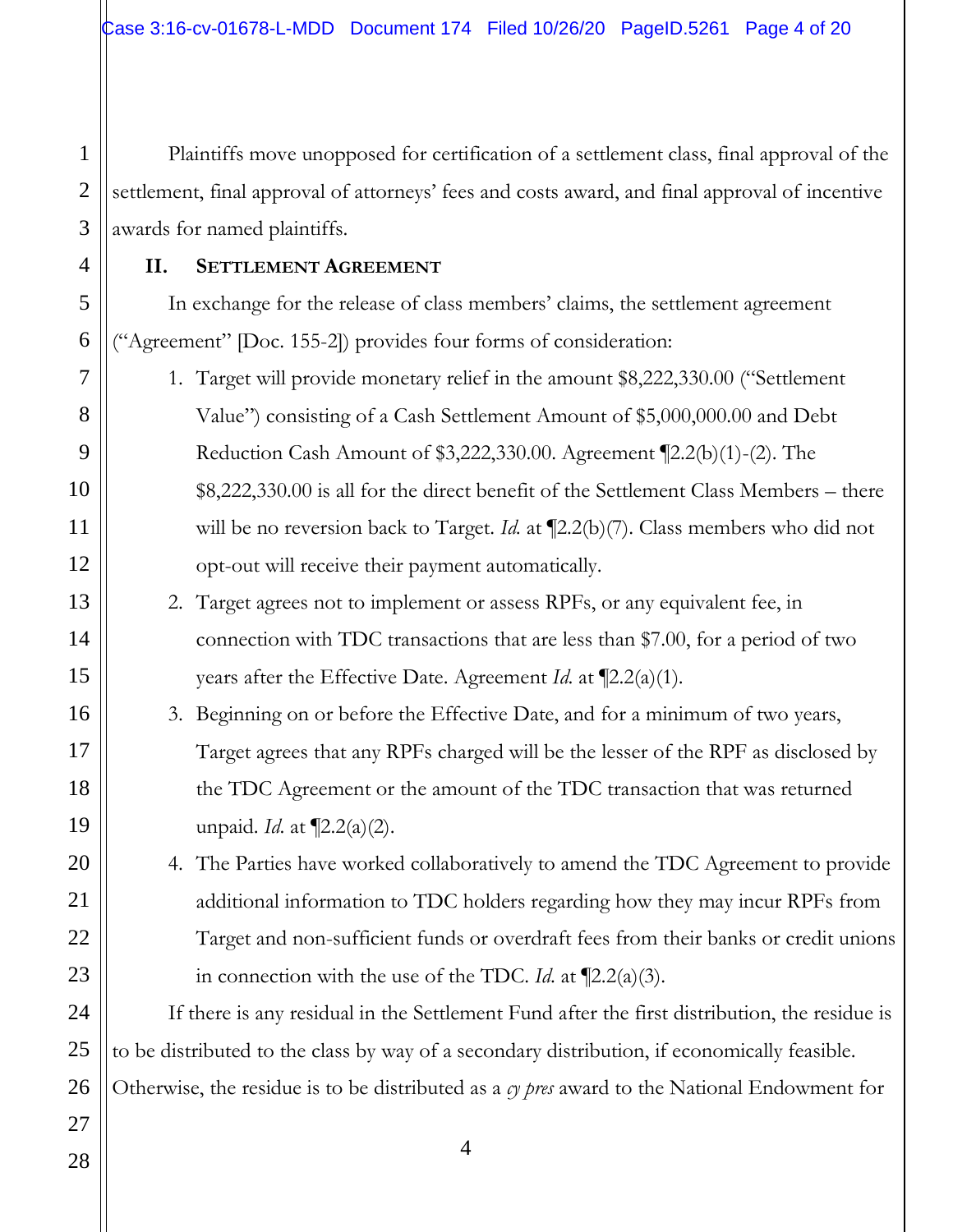Plaintiffs move unopposed for certification of a settlement class, final approval of the settlement, final approval of attorneys' fees and costs award, and final approval of incentive awards for named plaintiffs.

## II. SETTLEMENT AGREEMENT

In exchange for the release of class members' claims, the settlement agreement ("Agreement" [Doc. 155-2]) provides four forms of consideration:

1. Target will provide monetary relief in the amount $8,222,330.00 ("Settlement Value") consisting of a Cash Settlement Amount of $5,000,000.00 and Debt Reduction Cash Amount of $3,222,330.00. Agreement ¶2.2(b)(1)-(2). The $8,222,330.00 is all for the direct benefit of the Settlement Class Members – there will be no reversion back to Target. *Id.* at ¶2.2(b)(7). Class members who did not opt-out will receive their payment automatically.
2. Target agrees not to implement or assess RPFs, or any equivalent fee, in connection with TDC transactions that are less than $7.00, for a period of two years after the Effective Date. Agreement *Id.* at ¶2.2(a)(1).
3. Beginning on or before the Effective Date, and for a minimum of two years, Target agrees that any RPFs charged will be the lesser of the RPF as disclosed by the TDC Agreement or the amount of the TDC transaction that was returned unpaid. *Id.* at ¶2.2(a)(2).
4. The Parties have worked collaboratively to amend the TDC Agreement to provide additional information to TDC holders regarding how they may incur RPFs from Target and non-sufficient funds or overdraft fees from their banks or credit unions in connection with the use of the TDC. *Id.* at ¶2.2(a)(3).

If there is any residual in the Settlement Fund after the first distribution, the residue is to be distributed to the class by way of a secondary distribution, if economically feasible. Otherwise, the residue is to be distributed as a *cy pres* award to the National Endowment for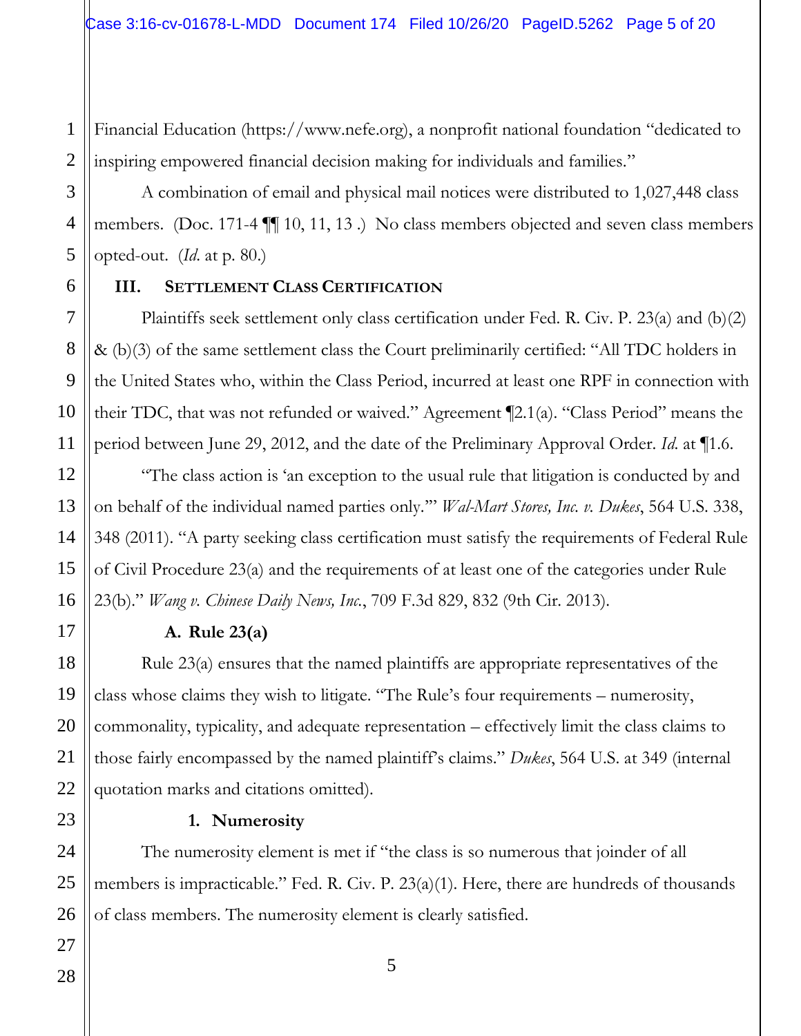Financial Education (https://www.nefe.org), a nonprofit national foundation "dedicated to inspiring empowered financial decision making for individuals and families."

A combination of email and physical mail notices were distributed to 1,027,448 class members. (Doc. 171-4 ¶¶ 10, 11, 13 .) No class members objected and seven class members opted-out. (*Id.* at p. 80.)

## III. SETTLEMENT CLASS CERTIFICATION

Plaintiffs seek settlement only class certification under Fed. R. Civ. P. 23(a) and (b)(2) & (b)(3) of the same settlement class the Court preliminarily certified: "All TDC holders in the United States who, within the Class Period, incurred at least one RPF in connection with their TDC, that was not refunded or waived." Agreement ¶2.1(a). "Class Period" means the period between June 29, 2012, and the date of the Preliminary Approval Order. *Id.* at ¶1.6.

"The class action is 'an exception to the usual rule that litigation is conducted by and on behalf of the individual named parties only.'" *Wal-Mart Stores, Inc. v. Dukes*, 564 U.S. 338, 348 (2011). "A party seeking class certification must satisfy the requirements of Federal Rule of Civil Procedure 23(a) and the requirements of at least one of the categories under Rule 23(b)." *Wang v. Chinese Daily News, Inc.*, 709 F.3d 829, 832 (9th Cir. 2013).

### A. Rule 23(a)

Rule 23(a) ensures that the named plaintiffs are appropriate representatives of the class whose claims they wish to litigate. "The Rule's four requirements – numerosity, commonality, typicality, and adequate representation – effectively limit the class claims to those fairly encompassed by the named plaintiff's claims." *Dukes*, 564 U.S. at 349 (internal quotation marks and citations omitted).

#### 1. Numerosity

The numerosity element is met if "the class is so numerous that joinder of all members is impracticable." Fed. R. Civ. P. 23(a)(1). Here, there are hundreds of thousands of class members. The numerosity element is clearly satisfied.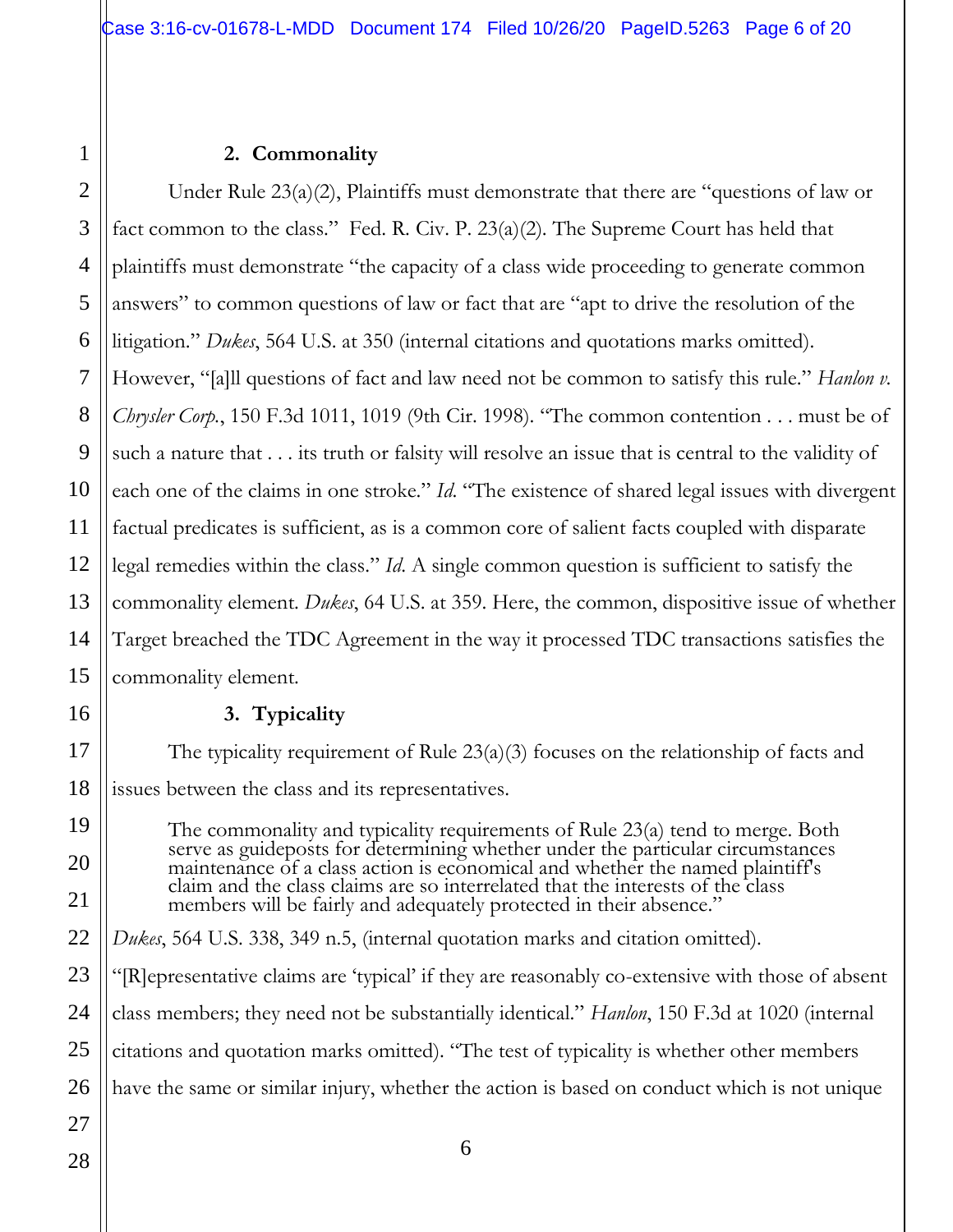**2. Commonality**

Under Rule 23(a)(2), Plaintiffs must demonstrate that there are "questions of law or fact common to the class." Fed. R. Civ. P. 23(a)(2). The Supreme Court has held that plaintiffs must demonstrate "the capacity of a class wide proceeding to generate common answers" to common questions of law or fact that are "apt to drive the resolution of the litigation." *Dukes*, 564 U.S. at 350 (internal citations and quotations marks omitted). However, "[a]ll questions of fact and law need not be common to satisfy this rule." *Hanlon v. Chrysler Corp.*, 150 F.3d 1011, 1019 (9th Cir. 1998). "The common contention . . . must be of such a nature that . . . its truth or falsity will resolve an issue that is central to the validity of each one of the claims in one stroke." *Id.* "The existence of shared legal issues with divergent factual predicates is sufficient, as is a common core of salient facts coupled with disparate legal remedies within the class." *Id.* A single common question is sufficient to satisfy the commonality element. *Dukes*, 64 U.S. at 359. Here, the common, dispositive issue of whether Target breached the TDC Agreement in the way it processed TDC transactions satisfies the commonality element.

**3. Typicality**

The typicality requirement of Rule 23(a)(3) focuses on the relationship of facts and issues between the class and its representatives.

> The commonality and typicality requirements of Rule 23(a) tend to merge. Both serve as guideposts for determining whether under the particular circumstances maintenance of a class action is economical and whether the named plaintiff's claim and the class claims are so interrelated that the interests of the class members will be fairly and adequately protected in their absence."

*Dukes*, 564 U.S. 338, 349 n.5, (internal quotation marks and citation omitted). "[R]epresentative claims are 'typical' if they are reasonably co-extensive with those of absent class members; they need not be substantially identical." *Hanlon*, 150 F.3d at 1020 (internal citations and quotation marks omitted). "The test of typicality is whether other members have the same or similar injury, whether the action is based on conduct which is not unique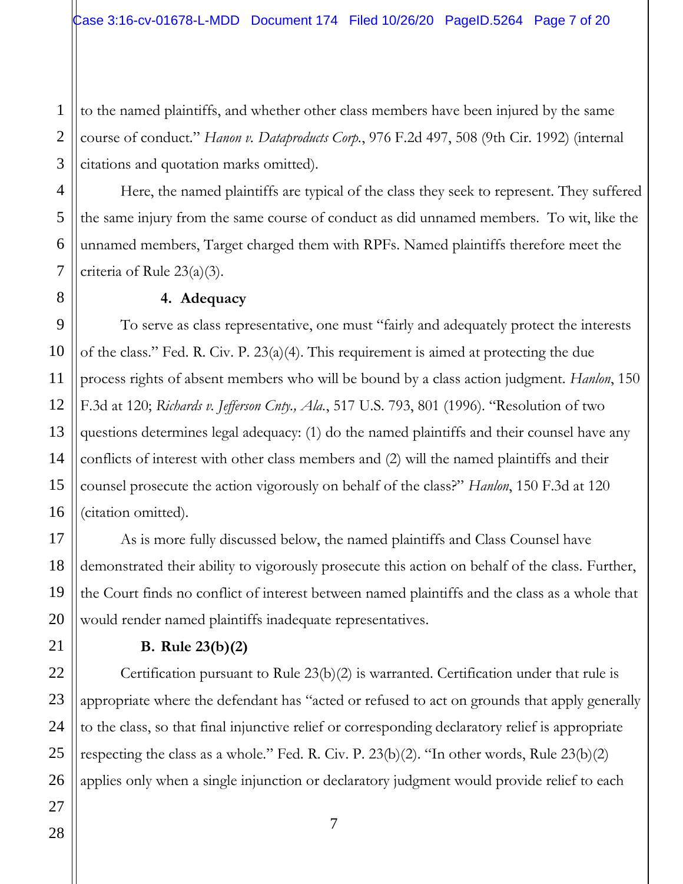to the named plaintiffs, and whether other class members have been injured by the same course of conduct." *Hanon v. Dataproducts Corp.*, 976 F.2d 497, 508 (9th Cir. 1992) (internal citations and quotation marks omitted).

Here, the named plaintiffs are typical of the class they seek to represent. They suffered the same injury from the same course of conduct as did unnamed members. To wit, like the unnamed members, Target charged them with RPFs. Named plaintiffs therefore meet the criteria of Rule 23(a)(3).

**4. Adequacy**

To serve as class representative, one must "fairly and adequately protect the interests of the class." Fed. R. Civ. P. 23(a)(4). This requirement is aimed at protecting the due process rights of absent members who will be bound by a class action judgment. *Hanlon*, 150 F.3d at 120; *Richards v. Jefferson Cnty., Ala.*, 517 U.S. 793, 801 (1996). "Resolution of two questions determines legal adequacy: (1) do the named plaintiffs and their counsel have any conflicts of interest with other class members and (2) will the named plaintiffs and their counsel prosecute the action vigorously on behalf of the class?" *Hanlon*, 150 F.3d at 120 (citation omitted).

As is more fully discussed below, the named plaintiffs and Class Counsel have demonstrated their ability to vigorously prosecute this action on behalf of the class. Further, the Court finds no conflict of interest between named plaintiffs and the class as a whole that would render named plaintiffs inadequate representatives.

**B. Rule 23(b)(2)**

Certification pursuant to Rule 23(b)(2) is warranted. Certification under that rule is appropriate where the defendant has "acted or refused to act on grounds that apply generally to the class, so that final injunctive relief or corresponding declaratory relief is appropriate respecting the class as a whole." Fed. R. Civ. P. 23(b)(2). "In other words, Rule 23(b)(2) applies only when a single injunction or declaratory judgment would provide relief to each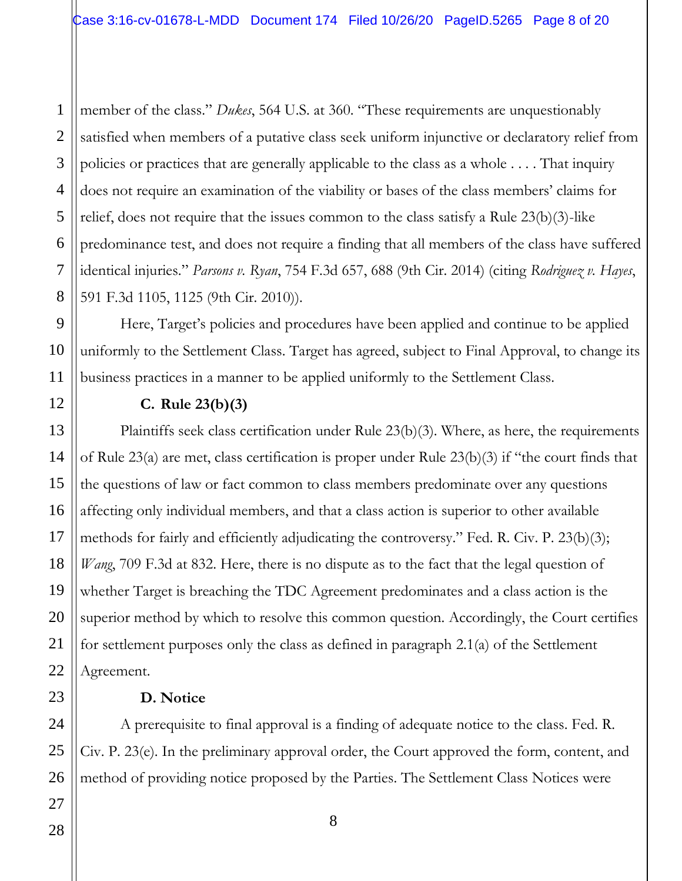member of the class." *Dukes*, 564 U.S. at 360. "These requirements are unquestionably satisfied when members of a putative class seek uniform injunctive or declaratory relief from policies or practices that are generally applicable to the class as a whole . . . . That inquiry does not require an examination of the viability or bases of the class members' claims for relief, does not require that the issues common to the class satisfy a Rule 23(b)(3)-like predominance test, and does not require a finding that all members of the class have suffered identical injuries." *Parsons v. Ryan*, 754 F.3d 657, 688 (9th Cir. 2014) (citing *Rodriguez v. Hayes*, 591 F.3d 1105, 1125 (9th Cir. 2010)).

Here, Target's policies and procedures have been applied and continue to be applied uniformly to the Settlement Class. Target has agreed, subject to Final Approval, to change its business practices in a manner to be applied uniformly to the Settlement Class.

**C. Rule 23(b)(3)**

Plaintiffs seek class certification under Rule 23(b)(3). Where, as here, the requirements of Rule 23(a) are met, class certification is proper under Rule 23(b)(3) if "the court finds that the questions of law or fact common to class members predominate over any questions affecting only individual members, and that a class action is superior to other available methods for fairly and efficiently adjudicating the controversy." Fed. R. Civ. P. 23(b)(3); *Wang*, 709 F.3d at 832. Here, there is no dispute as to the fact that the legal question of whether Target is breaching the TDC Agreement predominates and a class action is the superior method by which to resolve this common question. Accordingly, the Court certifies for settlement purposes only the class as defined in paragraph 2.1(a) of the Settlement Agreement.

**D. Notice**

A prerequisite to final approval is a finding of adequate notice to the class. Fed. R. Civ. P. 23(e). In the preliminary approval order, the Court approved the form, content, and method of providing notice proposed by the Parties. The Settlement Class Notices were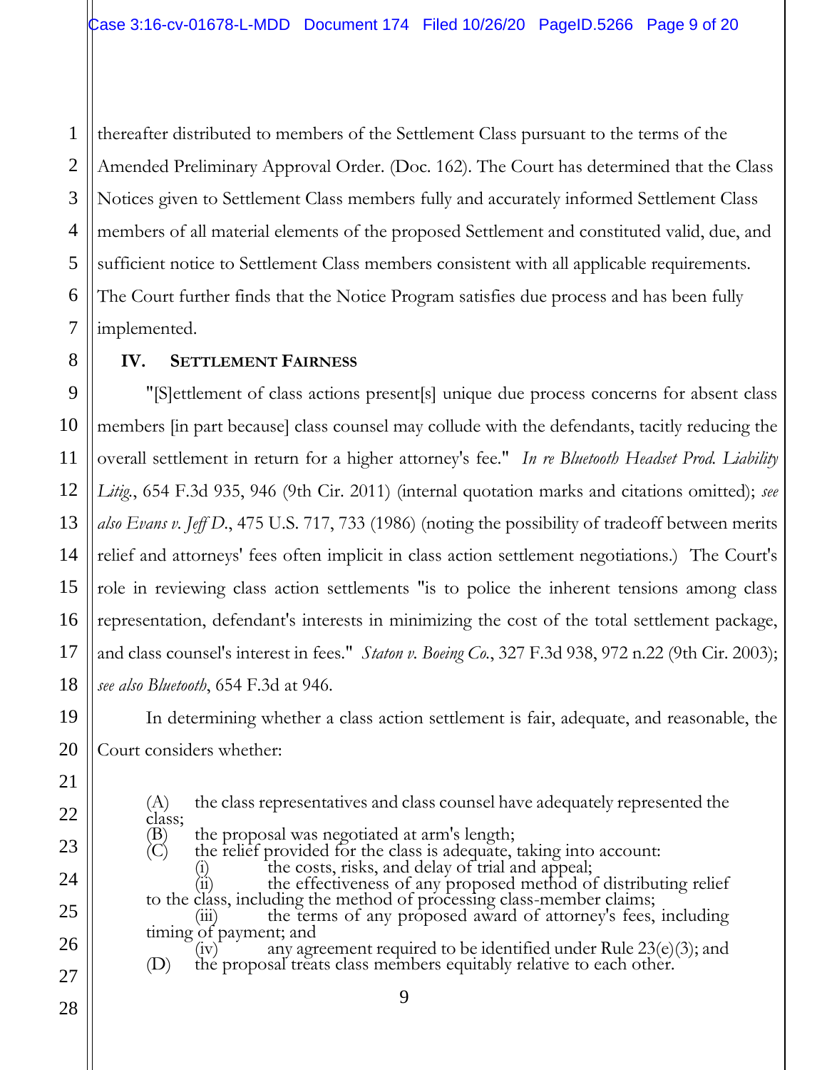thereafter distributed to members of the Settlement Class pursuant to the terms of the Amended Preliminary Approval Order. (Doc. 162). The Court has determined that the Class Notices given to Settlement Class members fully and accurately informed Settlement Class members of all material elements of the proposed Settlement and constituted valid, due, and sufficient notice to Settlement Class members consistent with all applicable requirements. The Court further finds that the Notice Program satisfies due process and has been fully implemented.

## IV. Settlement Fairness

"[S]ettlement of class actions present[s] unique due process concerns for absent class members [in part because] class counsel may collude with the defendants, tacitly reducing the overall settlement in return for a higher attorney's fee." *In re Bluetooth Headset Prod. Liability Litig.*, 654 F.3d 935, 946 (9th Cir. 2011) (internal quotation marks and citations omitted); *see also Evans v. Jeff D.*, 475 U.S. 717, 733 (1986) (noting the possibility of tradeoff between merits relief and attorneys' fees often implicit in class action settlement negotiations.) The Court's role in reviewing class action settlements "is to police the inherent tensions among class representation, defendant's interests in minimizing the cost of the total settlement package, and class counsel's interest in fees." *Staton v. Boeing Co.*, 327 F.3d 938, 972 n.22 (9th Cir. 2003); *see also Bluetooth*, 654 F.3d at 946.

In determining whether a class action settlement is fair, adequate, and reasonable, the Court considers whether:

> (A) the class representatives and class counsel have adequately represented the class;
> (B) the proposal was negotiated at arm's length;
> (C) the relief provided for the class is adequate, taking into account:
> (i) the costs, risks, and delay of trial and appeal;
> (ii) the effectiveness of any proposed method of distributing relief to the class, including the method of processing class-member claims;
> (iii) the terms of any proposed award of attorney's fees, including timing of payment; and
> (iv) any agreement required to be identified under Rule 23(e)(3); and
> (D) the proposal treats class members equitably relative to each other.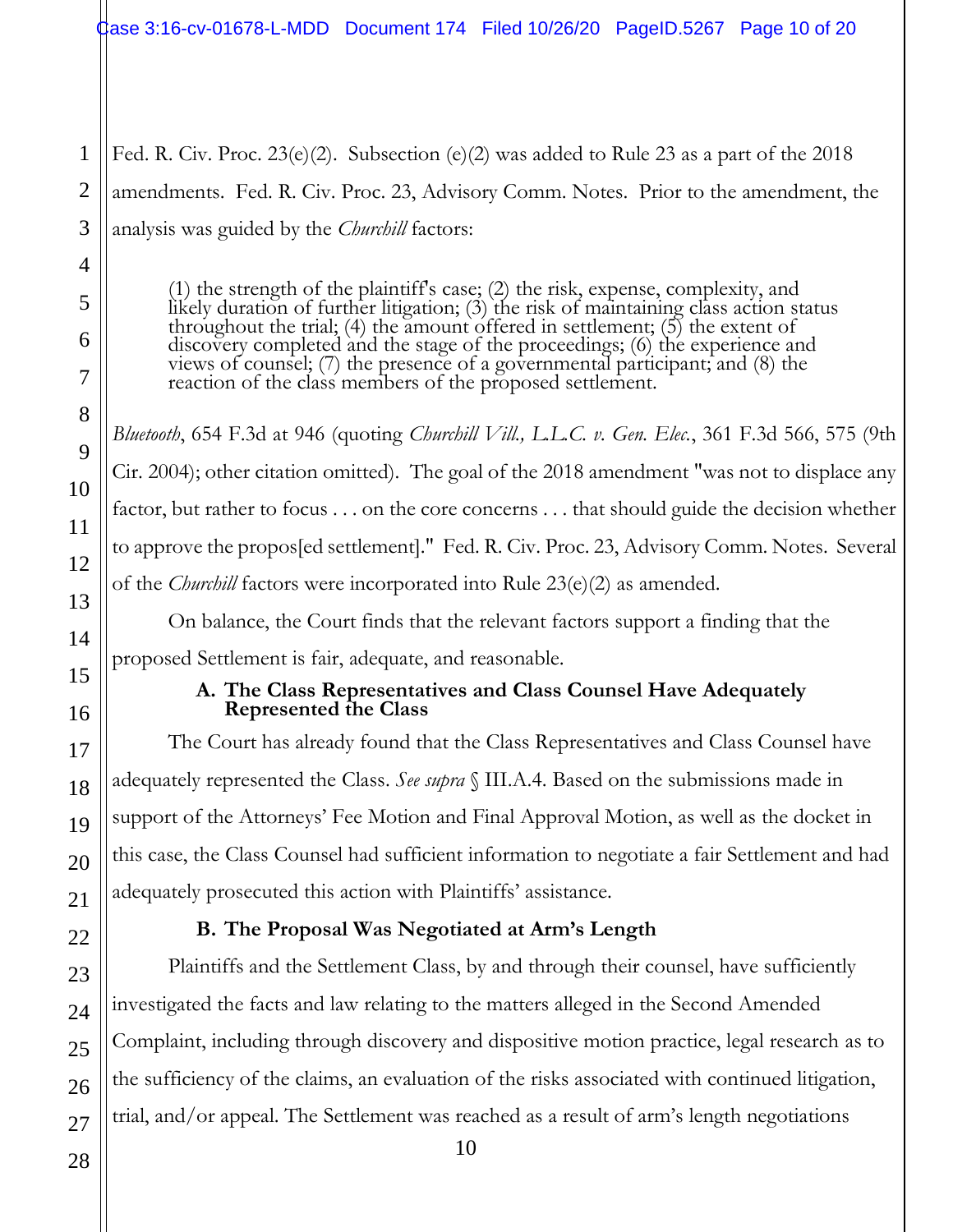Fed. R. Civ. Proc. 23(e)(2). Subsection (e)(2) was added to Rule 23 as a part of the 2018 amendments. Fed. R. Civ. Proc. 23, Advisory Comm. Notes. Prior to the amendment, the analysis was guided by the *Churchill* factors:

> (1) the strength of the plaintiff's case; (2) the risk, expense, complexity, and likely duration of further litigation; (3) the risk of maintaining class action status throughout the trial; (4) the amount offered in settlement; (5) the extent of discovery completed and the stage of the proceedings; (6) the experience and views of counsel; (7) the presence of a governmental participant; and (8) the reaction of the class members of the proposed settlement.

*Bluetooth*, 654 F.3d at 946 (quoting *Churchill Vill., L.L.C. v. Gen. Elec.*, 361 F.3d 566, 575 (9th Cir. 2004); other citation omitted). The goal of the 2018 amendment "was not to displace any factor, but rather to focus . . . on the core concerns . . . that should guide the decision whether to approve the propos[ed settlement]." Fed. R. Civ. Proc. 23, Advisory Comm. Notes. Several of the *Churchill* factors were incorporated into Rule 23(e)(2) as amended.

On balance, the Court finds that the relevant factors support a finding that the proposed Settlement is fair, adequate, and reasonable.

**A. The Class Representatives and Class Counsel Have Adequately Represented the Class**

The Court has already found that the Class Representatives and Class Counsel have adequately represented the Class. *See supra* § III.A.4. Based on the submissions made in support of the Attorneys' Fee Motion and Final Approval Motion, as well as the docket in this case, the Class Counsel had sufficient information to negotiate a fair Settlement and had adequately prosecuted this action with Plaintiffs' assistance.

**B. The Proposal Was Negotiated at Arm's Length**

Plaintiffs and the Settlement Class, by and through their counsel, have sufficiently investigated the facts and law relating to the matters alleged in the Second Amended Complaint, including through discovery and dispositive motion practice, legal research as to the sufficiency of the claims, an evaluation of the risks associated with continued litigation, trial, and/or appeal. The Settlement was reached as a result of arm's length negotiations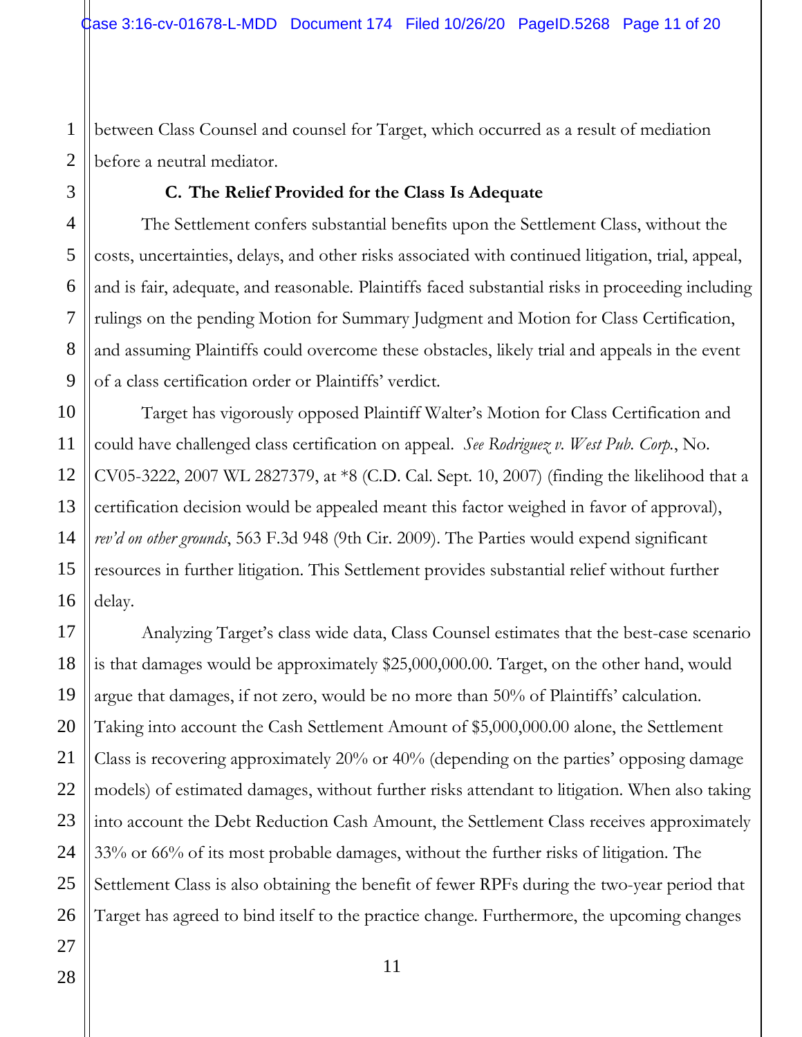between Class Counsel and counsel for Target, which occurred as a result of mediation before a neutral mediator.

### C. The Relief Provided for the Class Is Adequate

The Settlement confers substantial benefits upon the Settlement Class, without the costs, uncertainties, delays, and other risks associated with continued litigation, trial, appeal, and is fair, adequate, and reasonable. Plaintiffs faced substantial risks in proceeding including rulings on the pending Motion for Summary Judgment and Motion for Class Certification, and assuming Plaintiffs could overcome these obstacles, likely trial and appeals in the event of a class certification order or Plaintiffs' verdict.

Target has vigorously opposed Plaintiff Walter's Motion for Class Certification and could have challenged class certification on appeal. *See Rodriguez v. West Pub. Corp.*, No. CV05-3222, 2007 WL 2827379, at *8 (C.D. Cal. Sept. 10, 2007) (finding the likelihood that a certification decision would be appealed meant this factor weighed in favor of approval), *rev'd on other grounds*, 563 F.3d 948 (9th Cir. 2009). The Parties would expend significant resources in further litigation. This Settlement provides substantial relief without further delay.

Analyzing Target's class wide data, Class Counsel estimates that the best-case scenario is that damages would be approximately $25,000,000.00. Target, on the other hand, would argue that damages, if not zero, would be no more than 50% of Plaintiffs' calculation. Taking into account the Cash Settlement Amount of $5,000,000.00 alone, the Settlement Class is recovering approximately 20% or 40% (depending on the parties' opposing damage models) of estimated damages, without further risks attendant to litigation. When also taking into account the Debt Reduction Cash Amount, the Settlement Class receives approximately 33% or 66% of its most probable damages, without the further risks of litigation. The Settlement Class is also obtaining the benefit of fewer RPFs during the two-year period that Target has agreed to bind itself to the practice change. Furthermore, the upcoming changes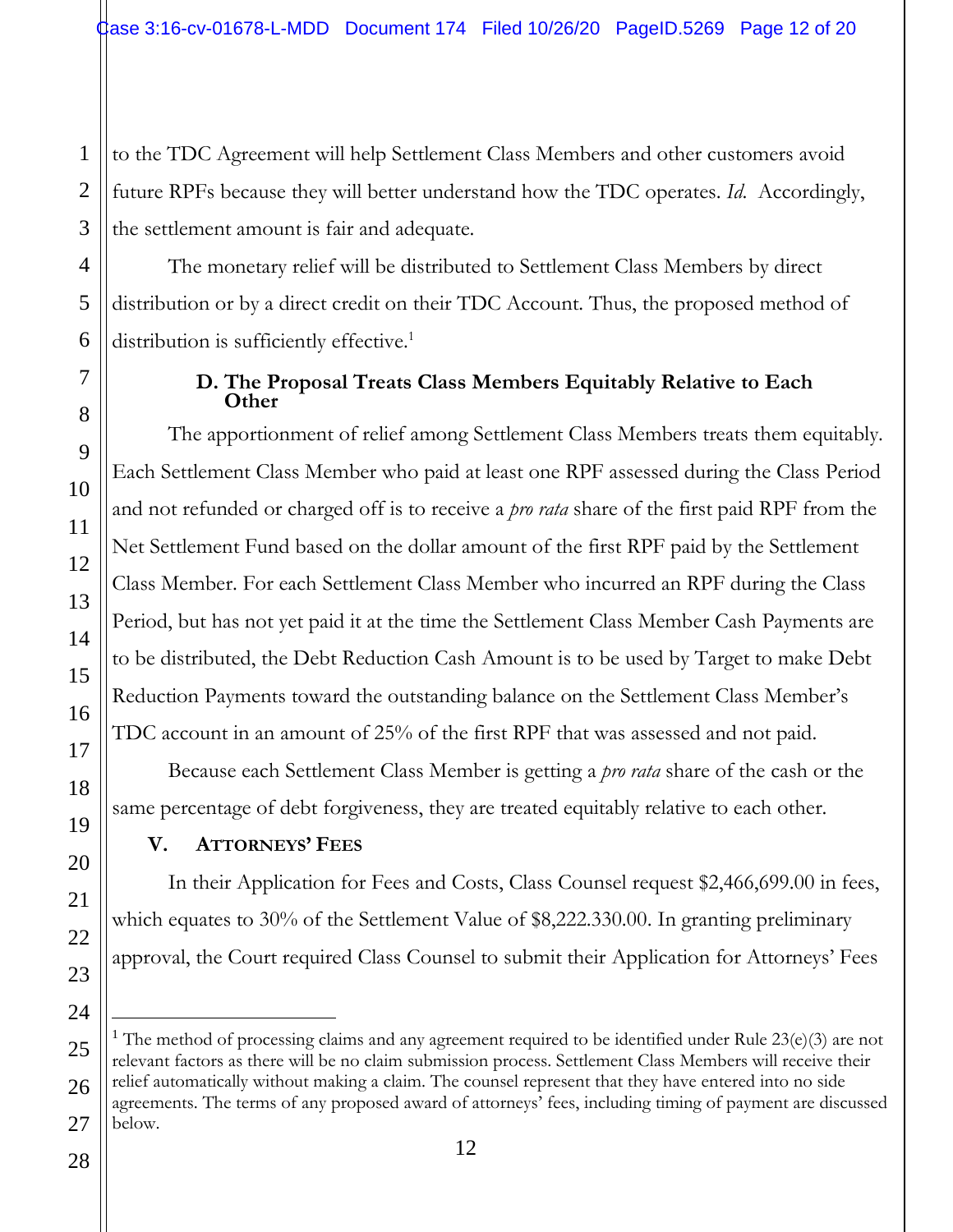to the TDC Agreement will help Settlement Class Members and other customers avoid future RPFs because they will better understand how the TDC operates. *Id.* Accordingly, the settlement amount is fair and adequate.

The monetary relief will be distributed to Settlement Class Members by direct distribution or by a direct credit on their TDC Account. Thus, the proposed method of distribution is sufficiently effective.[1]

### D. The Proposal Treats Class Members Equitably Relative to Each Other

The apportionment of relief among Settlement Class Members treats them equitably. Each Settlement Class Member who paid at least one RPF assessed during the Class Period and not refunded or charged off is to receive a *pro rata* share of the first paid RPF from the Net Settlement Fund based on the dollar amount of the first RPF paid by the Settlement Class Member. For each Settlement Class Member who incurred an RPF during the Class Period, but has not yet paid it at the time the Settlement Class Member Cash Payments are to be distributed, the Debt Reduction Cash Amount is to be used by Target to make Debt Reduction Payments toward the outstanding balance on the Settlement Class Member's TDC account in an amount of 25% of the first RPF that was assessed and not paid.

Because each Settlement Class Member is getting a *pro rata* share of the cash or the same percentage of debt forgiveness, they are treated equitably relative to each other.

## V. ATTORNEYS' FEES

In their Application for Fees and Costs, Class Counsel request $2,466,699.00 in fees, which equates to 30% of the Settlement Value of $8,222.330.00. In granting preliminary approval, the Court required Class Counsel to submit their Application for Attorneys' Fees

---

[1] The method of processing claims and any agreement required to be identified under Rule 23(e)(3) are not relevant factors as there will be no claim submission process. Settlement Class Members will receive their relief automatically without making a claim. The counsel represent that they have entered into no side agreements. The terms of any proposed award of attorneys' fees, including timing of payment are discussed below.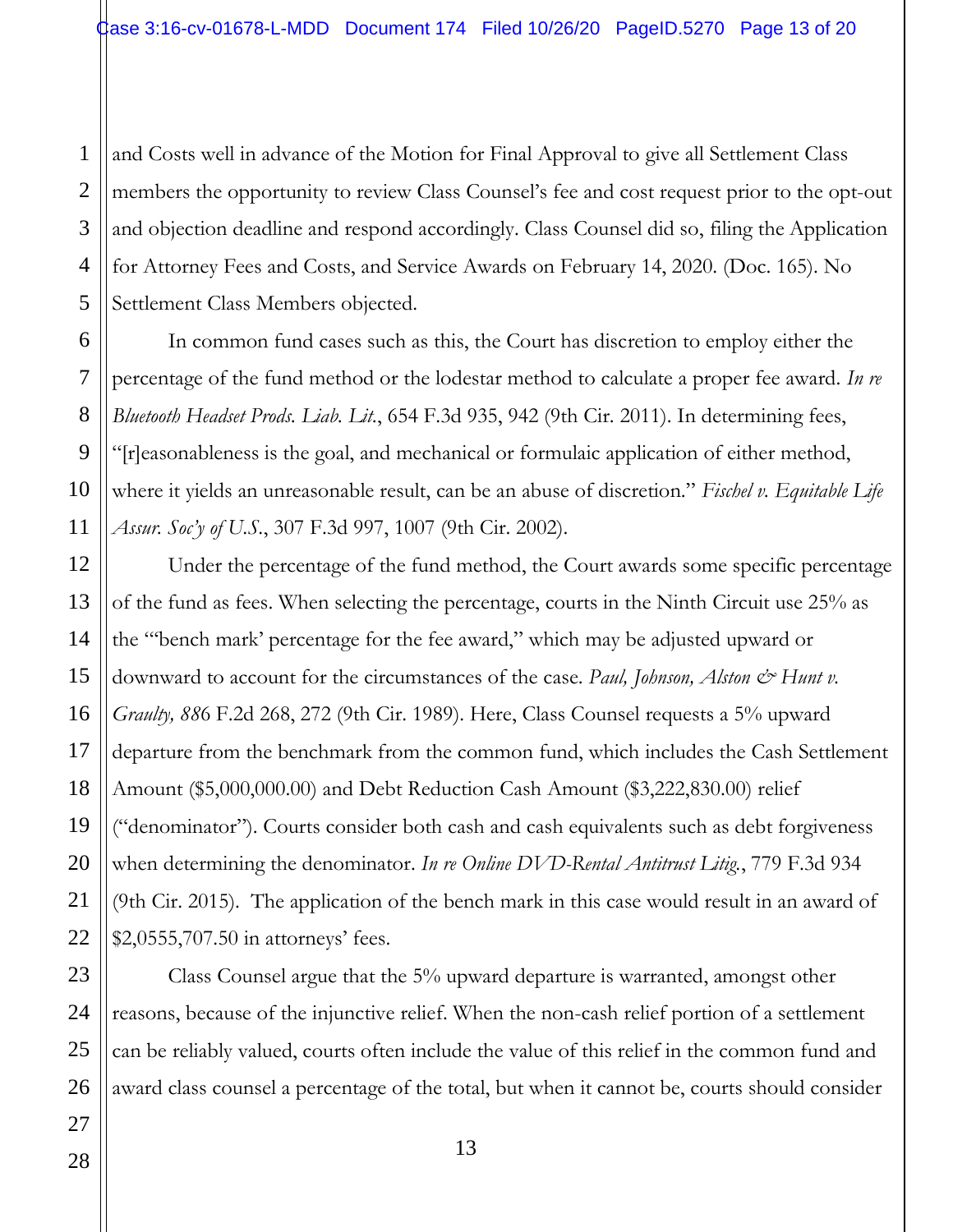and Costs well in advance of the Motion for Final Approval to give all Settlement Class members the opportunity to review Class Counsel's fee and cost request prior to the opt-out and objection deadline and respond accordingly. Class Counsel did so, filing the Application for Attorney Fees and Costs, and Service Awards on February 14, 2020. (Doc. 165). No Settlement Class Members objected.

In common fund cases such as this, the Court has discretion to employ either the percentage of the fund method or the lodestar method to calculate a proper fee award. *In re Bluetooth Headset Prods. Liab. Lit.*, 654 F.3d 935, 942 (9th Cir. 2011). In determining fees, "[r]easonableness is the goal, and mechanical or formulaic application of either method, where it yields an unreasonable result, can be an abuse of discretion." *Fischel v. Equitable Life Assur. Soc'y of U.S.*, 307 F.3d 997, 1007 (9th Cir. 2002).

Under the percentage of the fund method, the Court awards some specific percentage of the fund as fees. When selecting the percentage, courts in the Ninth Circuit use 25% as the "'bench mark' percentage for the fee award," which may be adjusted upward or downward to account for the circumstances of the case. *Paul, Johnson, Alston & Hunt v. Graulty, 88*6 F.2d 268, 272 (9th Cir. 1989). Here, Class Counsel requests a 5% upward departure from the benchmark from the common fund, which includes the Cash Settlement Amount ($5,000,000.00) and Debt Reduction Cash Amount ($3,222,830.00) relief ("denominator"). Courts consider both cash and cash equivalents such as debt forgiveness when determining the denominator. *In re Online DVD-Rental Antitrust Litig.*, 779 F.3d 934 (9th Cir. 2015). The application of the bench mark in this case would result in an award of $2,0555,707.50 in attorneys' fees.

Class Counsel argue that the 5% upward departure is warranted, amongst other reasons, because of the injunctive relief. When the non-cash relief portion of a settlement can be reliably valued, courts often include the value of this relief in the common fund and award class counsel a percentage of the total, but when it cannot be, courts should consider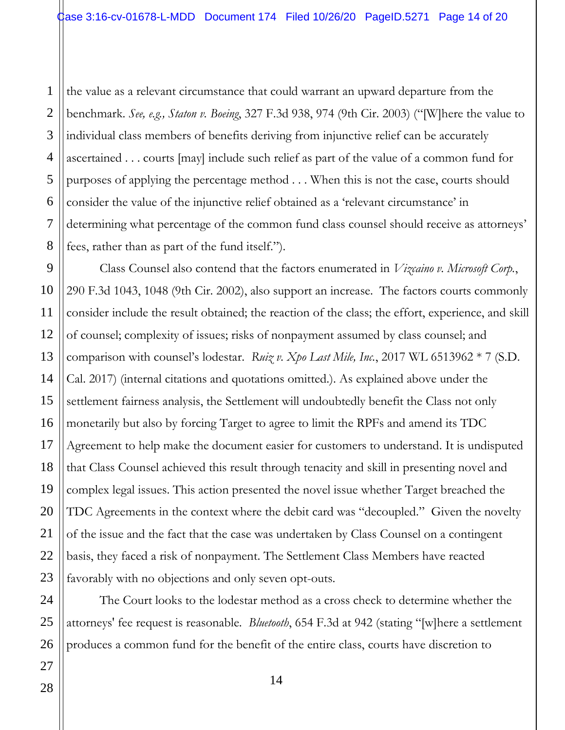the value as a relevant circumstance that could warrant an upward departure from the benchmark. *See, e.g., Staton v. Boeing*, 327 F.3d 938, 974 (9th Cir. 2003) ("[W]here the value to individual class members of benefits deriving from injunctive relief can be accurately ascertained . . . courts [may] include such relief as part of the value of a common fund for purposes of applying the percentage method . . . When this is not the case, courts should consider the value of the injunctive relief obtained as a 'relevant circumstance' in determining what percentage of the common fund class counsel should receive as attorneys' fees, rather than as part of the fund itself.").

Class Counsel also contend that the factors enumerated in *Vizcaino v. Microsoft Corp.*, 290 F.3d 1043, 1048 (9th Cir. 2002), also support an increase. The factors courts commonly consider include the result obtained; the reaction of the class; the effort, experience, and skill of counsel; complexity of issues; risks of nonpayment assumed by class counsel; and comparison with counsel's lodestar. *Ruiz v. Xpo Last Mile, Inc.*, 2017 WL 6513962 * 7 (S.D. Cal. 2017) (internal citations and quotations omitted.). As explained above under the settlement fairness analysis, the Settlement will undoubtedly benefit the Class not only monetarily but also by forcing Target to agree to limit the RPFs and amend its TDC Agreement to help make the document easier for customers to understand. It is undisputed that Class Counsel achieved this result through tenacity and skill in presenting novel and complex legal issues. This action presented the novel issue whether Target breached the TDC Agreements in the context where the debit card was "decoupled." Given the novelty of the issue and the fact that the case was undertaken by Class Counsel on a contingent basis, they faced a risk of nonpayment. The Settlement Class Members have reacted favorably with no objections and only seven opt-outs.

The Court looks to the lodestar method as a cross check to determine whether the attorneys' fee request is reasonable. *Bluetooth*, 654 F.3d at 942 (stating "[w]here a settlement produces a common fund for the benefit of the entire class, courts have discretion to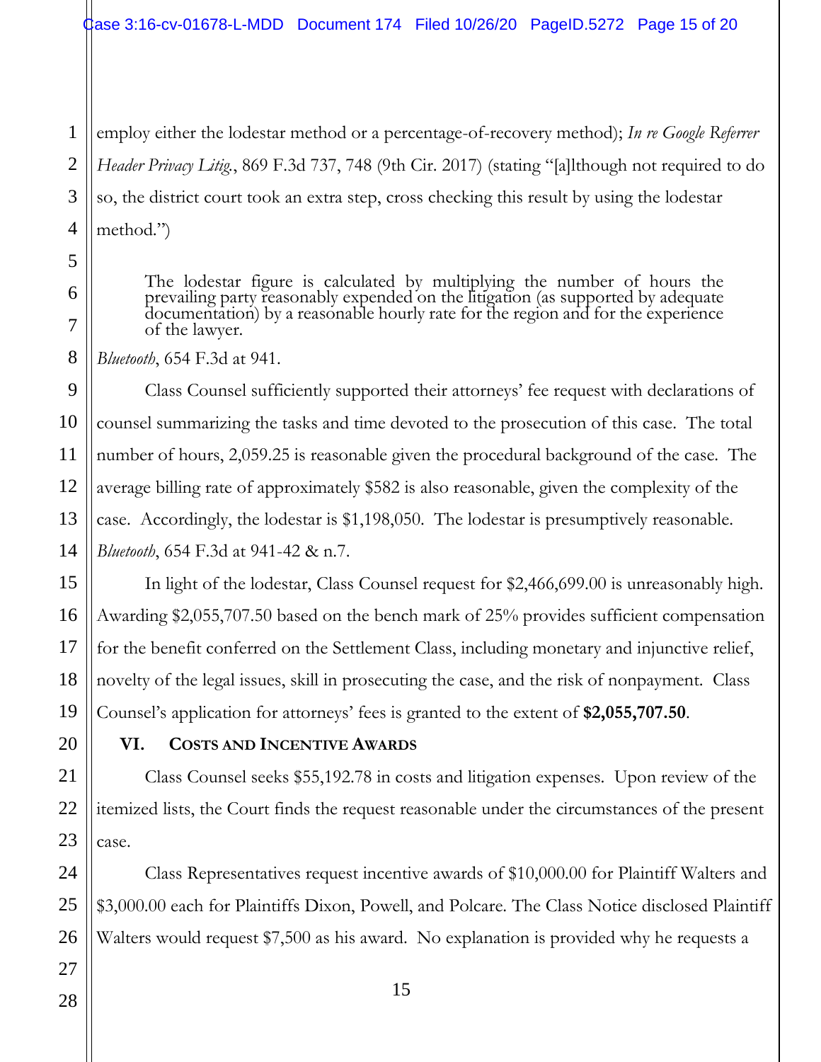employ either the lodestar method or a percentage-of-recovery method); *In re Google Referrer Header Privacy Litig.*, 869 F.3d 737, 748 (9th Cir. 2017) (stating "[a]lthough not required to do so, the district court took an extra step, cross checking this result by using the lodestar method.")

> The lodestar figure is calculated by multiplying the number of hours the prevailing party reasonably expended on the litigation (as supported by adequate documentation) by a reasonable hourly rate for the region and for the experience of the lawyer.

*Bluetooth*, 654 F.3d at 941.

Class Counsel sufficiently supported their attorneys' fee request with declarations of counsel summarizing the tasks and time devoted to the prosecution of this case. The total number of hours, 2,059.25 is reasonable given the procedural background of the case. The average billing rate of approximately $582 is also reasonable, given the complexity of the case. Accordingly, the lodestar is $1,198,050. The lodestar is presumptively reasonable. *Bluetooth*, 654 F.3d at 941-42 & n.7.

In light of the lodestar, Class Counsel request for $2,466,699.00 is unreasonably high. Awarding $2,055,707.50 based on the bench mark of 25% provides sufficient compensation for the benefit conferred on the Settlement Class, including monetary and injunctive relief, novelty of the legal issues, skill in prosecuting the case, and the risk of nonpayment. Class Counsel's application for attorneys' fees is granted to the extent of **$2,055,707.50**.

## VI. COSTS AND INCENTIVE AWARDS

Class Counsel seeks $55,192.78 in costs and litigation expenses. Upon review of the itemized lists, the Court finds the request reasonable under the circumstances of the present case.

Class Representatives request incentive awards of $10,000.00 for Plaintiff Walters and $3,000.00 each for Plaintiffs Dixon, Powell, and Polcare. The Class Notice disclosed Plaintiff Walters would request $7,500 as his award. No explanation is provided why he requests a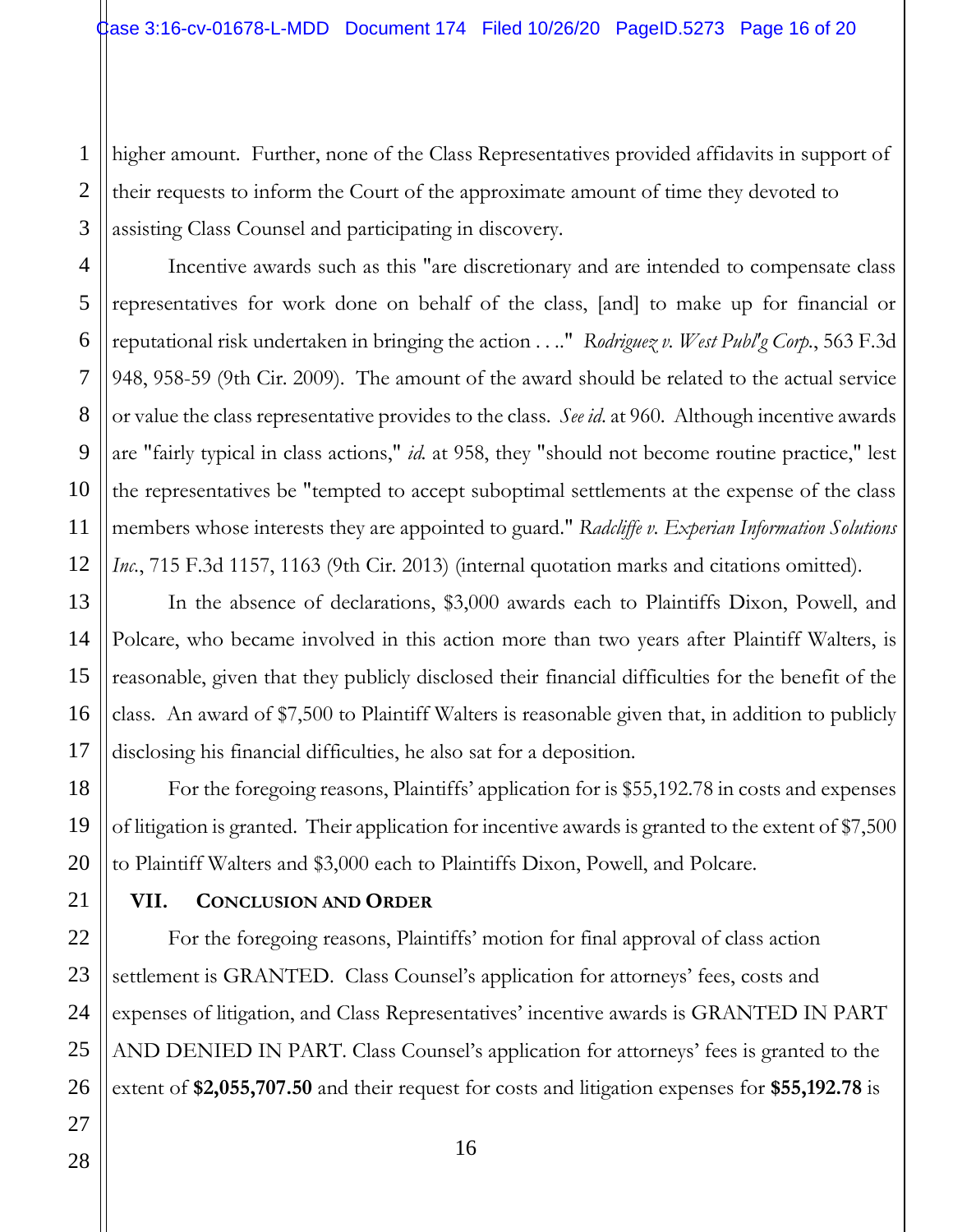higher amount. Further, none of the Class Representatives provided affidavits in support of their requests to inform the Court of the approximate amount of time they devoted to assisting Class Counsel and participating in discovery.

Incentive awards such as this "are discretionary and are intended to compensate class representatives for work done on behalf of the class, [and] to make up for financial or reputational risk undertaken in bringing the action . . .." *Rodriguez v. West Publ'g Corp.*, 563 F.3d 948, 958-59 (9th Cir. 2009). The amount of the award should be related to the actual service or value the class representative provides to the class. *See id.* at 960. Although incentive awards are "fairly typical in class actions," *id.* at 958, they "should not become routine practice," lest the representatives be "tempted to accept suboptimal settlements at the expense of the class members whose interests they are appointed to guard." *Radcliffe v. Experian Information Solutions Inc.*, 715 F.3d 1157, 1163 (9th Cir. 2013) (internal quotation marks and citations omitted).

In the absence of declarations, $3,000 awards each to Plaintiffs Dixon, Powell, and Polcare, who became involved in this action more than two years after Plaintiff Walters, is reasonable, given that they publicly disclosed their financial difficulties for the benefit of the class. An award of $7,500 to Plaintiff Walters is reasonable given that, in addition to publicly disclosing his financial difficulties, he also sat for a deposition.

For the foregoing reasons, Plaintiffs' application for is $55,192.78 in costs and expenses of litigation is granted. Their application for incentive awards is granted to the extent of $7,500 to Plaintiff Walters and $3,000 each to Plaintiffs Dixon, Powell, and Polcare.

## VII. CONCLUSION AND ORDER

For the foregoing reasons, Plaintiffs' motion for final approval of class action settlement is GRANTED. Class Counsel's application for attorneys' fees, costs and expenses of litigation, and Class Representatives' incentive awards is GRANTED IN PART AND DENIED IN PART. Class Counsel's application for attorneys' fees is granted to the extent of **$2,055,707.50** and their request for costs and litigation expenses for **$55,192.78** is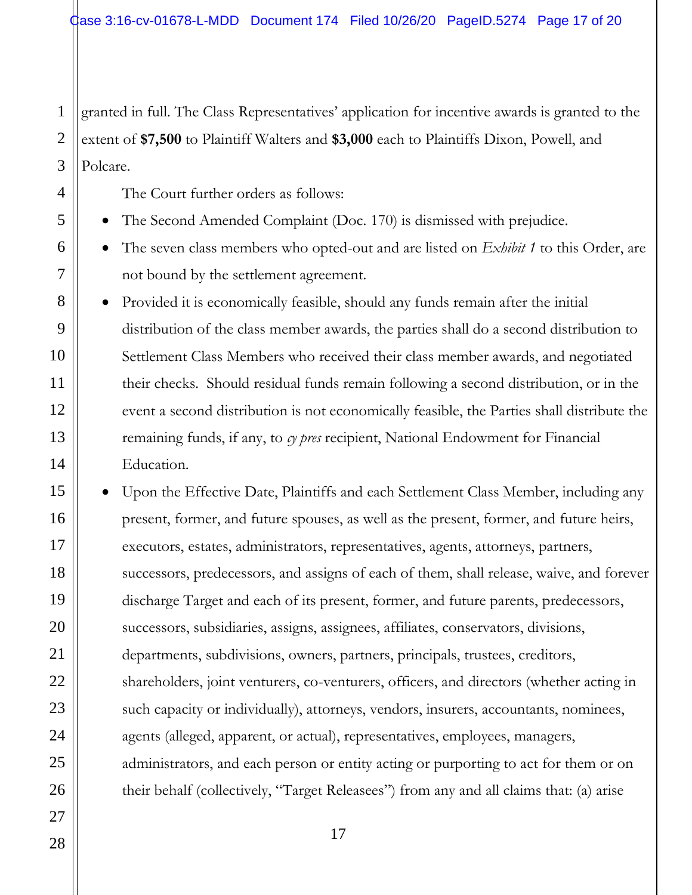granted in full. The Class Representatives' application for incentive awards is granted to the extent of **$7,500** to Plaintiff Walters and **$3,000** each to Plaintiffs Dixon, Powell, and Polcare.

The Court further orders as follows:

- The Second Amended Complaint (Doc. 170) is dismissed with prejudice.
- The seven class members who opted-out and are listed on *Exhibit 1* to this Order, are not bound by the settlement agreement.
- Provided it is economically feasible, should any funds remain after the initial distribution of the class member awards, the parties shall do a second distribution to Settlement Class Members who received their class member awards, and negotiated their checks. Should residual funds remain following a second distribution, or in the event a second distribution is not economically feasible, the Parties shall distribute the remaining funds, if any, to *cy pres* recipient, National Endowment for Financial Education.
- Upon the Effective Date, Plaintiffs and each Settlement Class Member, including any present, former, and future spouses, as well as the present, former, and future heirs, executors, estates, administrators, representatives, agents, attorneys, partners, successors, predecessors, and assigns of each of them, shall release, waive, and forever discharge Target and each of its present, former, and future parents, predecessors, successors, subsidiaries, assigns, assignees, affiliates, conservators, divisions, departments, subdivisions, owners, partners, principals, trustees, creditors, shareholders, joint venturers, co-venturers, officers, and directors (whether acting in such capacity or individually), attorneys, vendors, insurers, accountants, nominees, agents (alleged, apparent, or actual), representatives, employees, managers, administrators, and each person or entity acting or purporting to act for them or on their behalf (collectively, "Target Releasees") from any and all claims that: (a) arise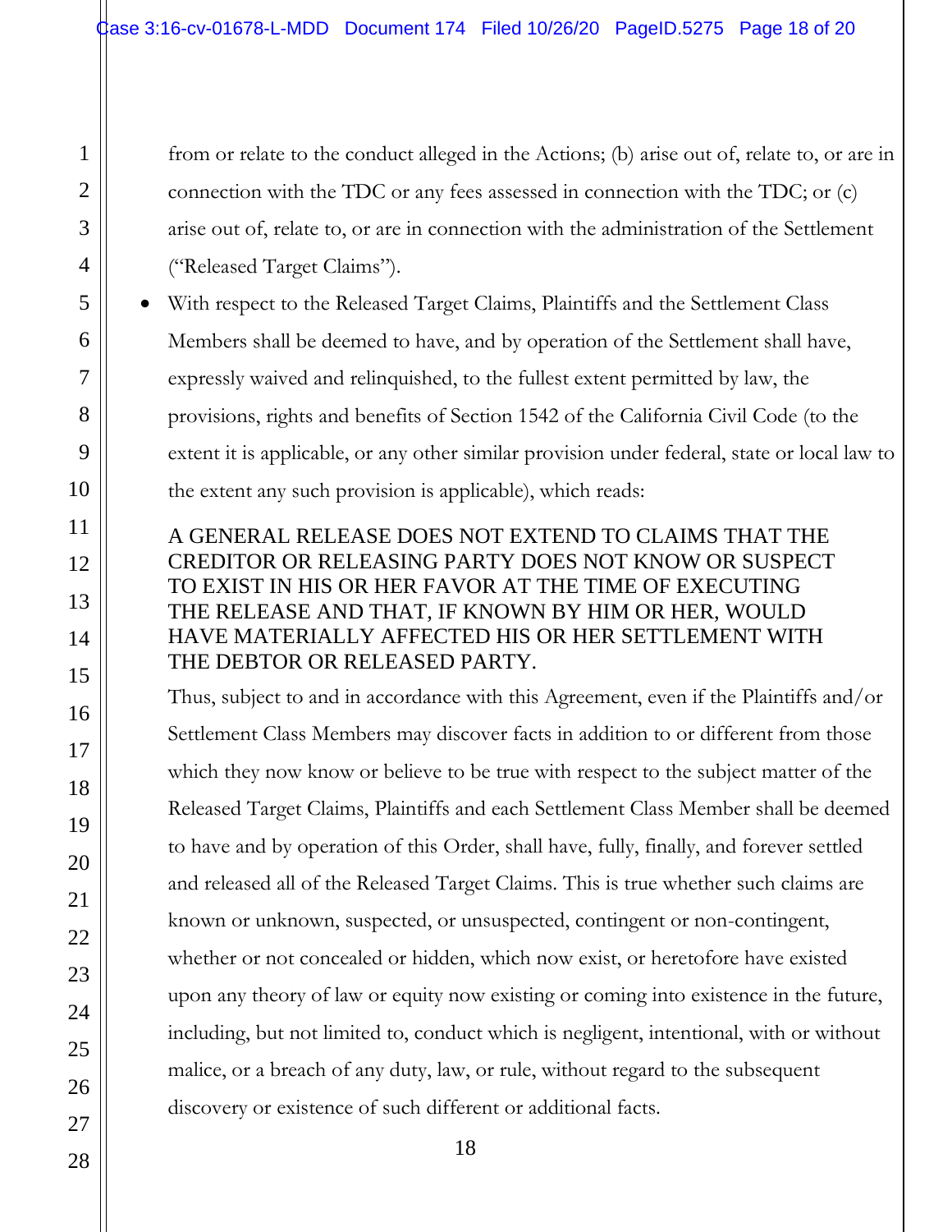from or relate to the conduct alleged in the Actions; (b) arise out of, relate to, or are in connection with the TDC or any fees assessed in connection with the TDC; or (c) arise out of, relate to, or are in connection with the administration of the Settlement ("Released Target Claims").

- With respect to the Released Target Claims, Plaintiffs and the Settlement Class Members shall be deemed to have, and by operation of the Settlement shall have, expressly waived and relinquished, to the fullest extent permitted by law, the provisions, rights and benefits of Section 1542 of the California Civil Code (to the extent it is applicable, or any other similar provision under federal, state or local law to the extent any such provision is applicable), which reads:

  A GENERAL RELEASE DOES NOT EXTEND TO CLAIMS THAT THE CREDITOR OR RELEASING PARTY DOES NOT KNOW OR SUSPECT TO EXIST IN HIS OR HER FAVOR AT THE TIME OF EXECUTING THE RELEASE AND THAT, IF KNOWN BY HIM OR HER, WOULD HAVE MATERIALLY AFFECTED HIS OR HER SETTLEMENT WITH THE DEBTOR OR RELEASED PARTY.

  Thus, subject to and in accordance with this Agreement, even if the Plaintiffs and/or Settlement Class Members may discover facts in addition to or different from those which they now know or believe to be true with respect to the subject matter of the Released Target Claims, Plaintiffs and each Settlement Class Member shall be deemed to have and by operation of this Order, shall have, fully, finally, and forever settled and released all of the Released Target Claims. This is true whether such claims are known or unknown, suspected, or unsuspected, contingent or non-contingent, whether or not concealed or hidden, which now exist, or heretofore have existed upon any theory of law or equity now existing or coming into existence in the future, including, but not limited to, conduct which is negligent, intentional, with or without malice, or a breach of any duty, law, or rule, without regard to the subsequent discovery or existence of such different or additional facts.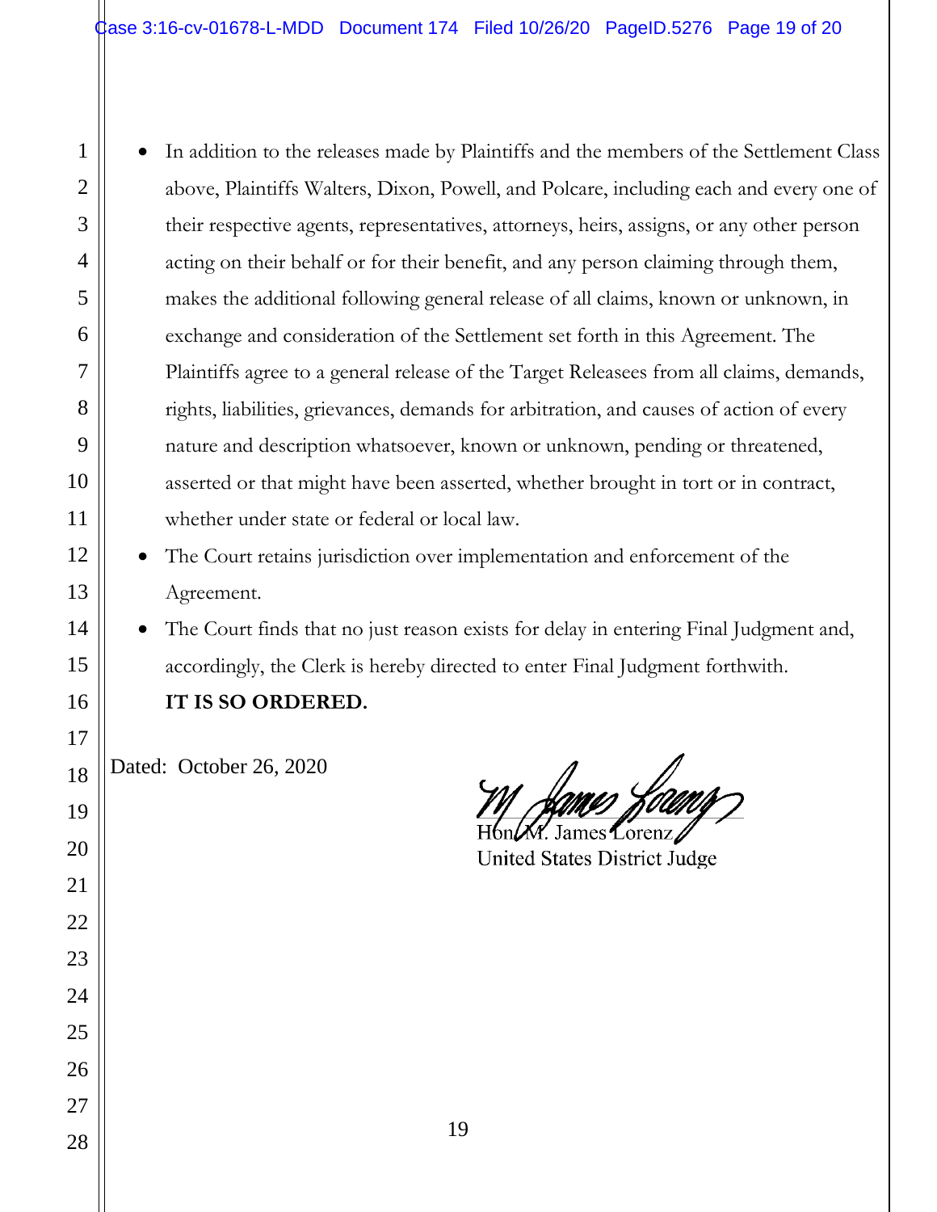- In addition to the releases made by Plaintiffs and the members of the Settlement Class above, Plaintiffs Walters, Dixon, Powell, and Polcare, including each and every one of their respective agents, representatives, attorneys, heirs, assigns, or any other person acting on their behalf or for their benefit, and any person claiming through them, makes the additional following general release of all claims, known or unknown, in exchange and consideration of the Settlement set forth in this Agreement. The Plaintiffs agree to a general release of the Target Releasees from all claims, demands, rights, liabilities, grievances, demands for arbitration, and causes of action of every nature and description whatsoever, known or unknown, pending or threatened, asserted or that might have been asserted, whether brought in tort or in contract, whether under state or federal or local law.
- The Court retains jurisdiction over implementation and enforcement of the Agreement.
- The Court finds that no just reason exists for delay in entering Final Judgment and, accordingly, the Clerk is hereby directed to enter Final Judgment forthwith.

**IT IS SO ORDERED.**

Dated: October 26, 2020

Hon. M. James Lorenz
United States District Judge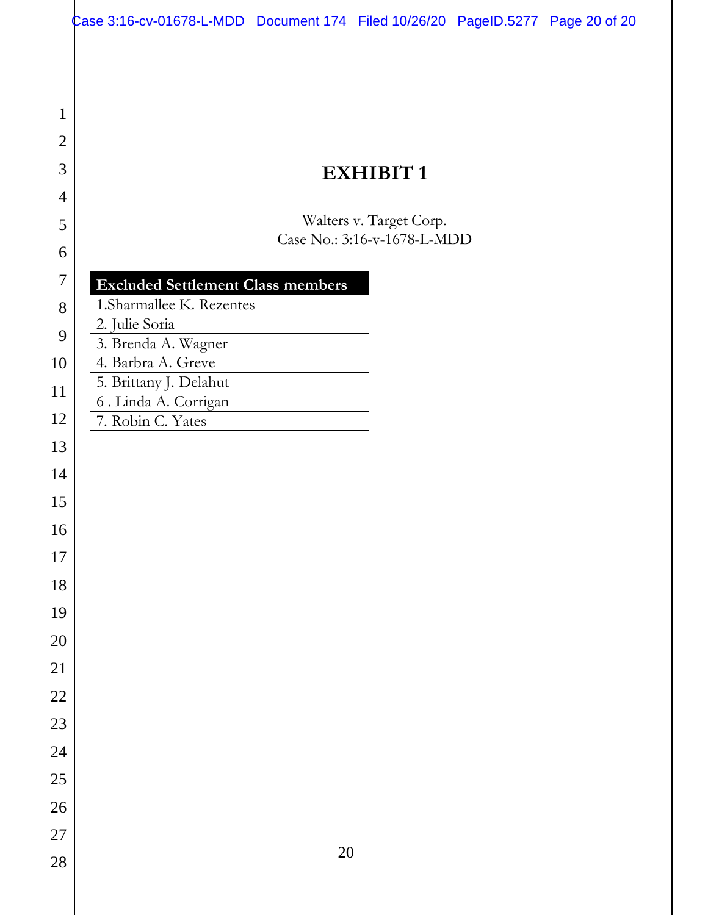# EXHIBIT 1

Walters v. Target Corp.
Case No.: 3:16-v-1678-L-MDD

| Excluded Settlement Class members |
| --- |
| 1.Sharmallee K. Rezentes |
| 2. Julie Soria |
| 3. Brenda A. Wagner |
| 4. Barbra A. Greve |
| 5. Brittany J. Delahut |
| 6 . Linda A. Corrigan |
| 7. Robin C. Yates |